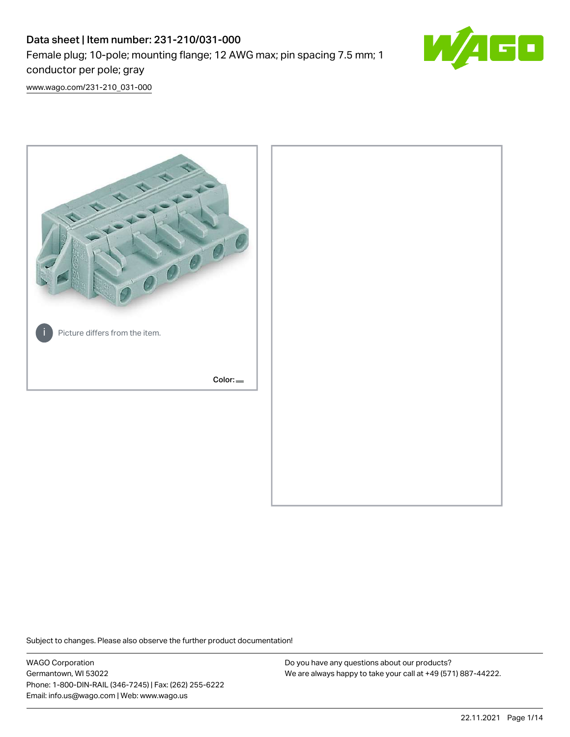# Data sheet | Item number: 231-210/031-000

Female plug; 10-pole; mounting flange; 12 AWG max; pin spacing 7.5 mm; 1 conductor per pole; gray

www.wago.com/231-210_031-000

Picture differs from the item.

Color:

Subject to changes. Please also observe the further product documentation!

WAGO Corporation
Germantown, WI 53022
Phone: 1-800-DIN-RAIL (346-7245) | Fax: (262) 255-6222
Email: info.us@wago.com | Web: www.wago.us

Do you have any questions about our products?
We are always happy to take your call at +49 (571) 887-44222.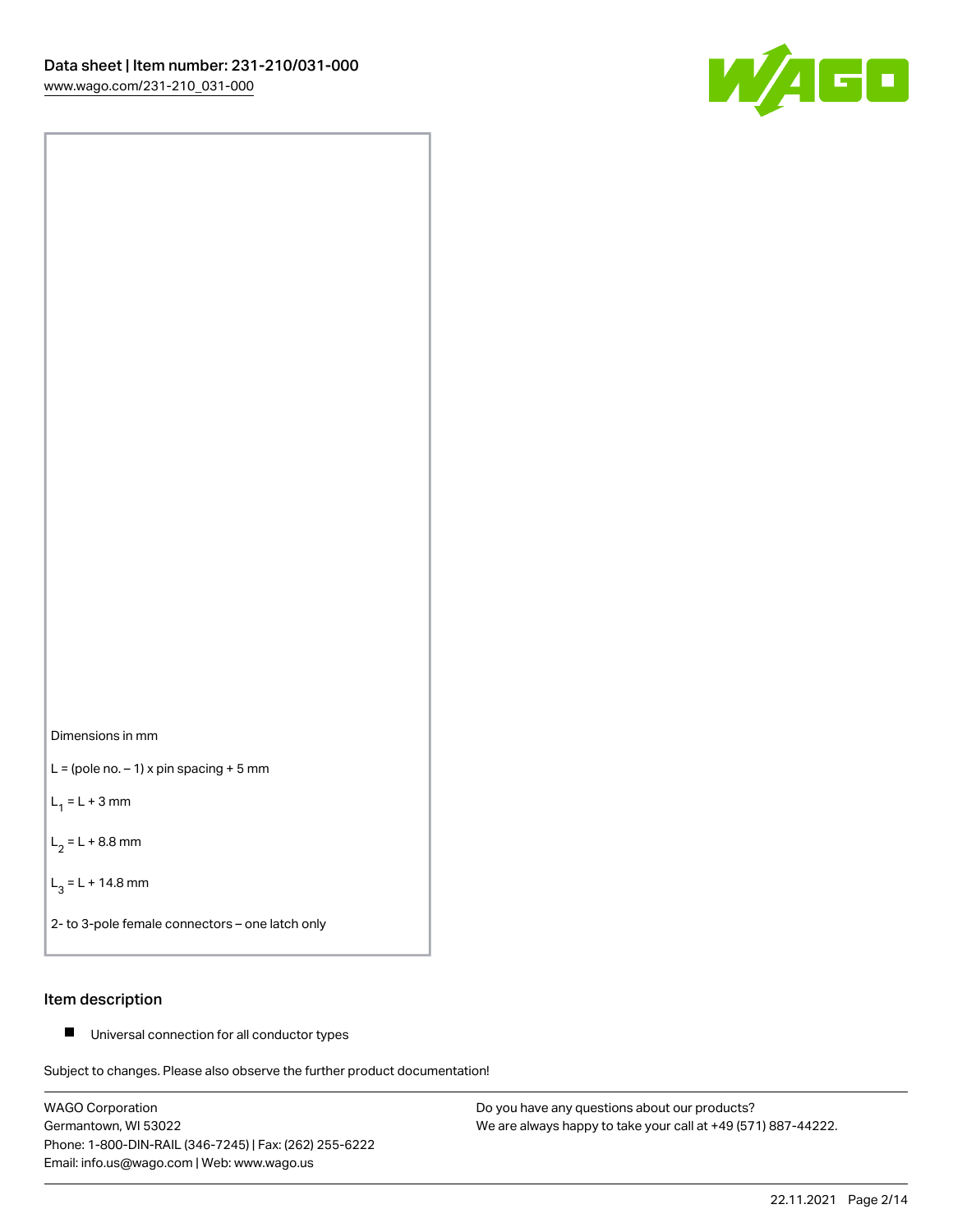Dimensions in mm

L = (pole no. – 1) x pin spacing + 5 mm

$L_1$ = L + 3 mm

$L_2$ = L + 8.8 mm

$L_3$ = L + 14.8 mm

2- to 3-pole female connectors – one latch only

## Item description

- Universal connection for all conductor types

Subject to changes. Please also observe the further product documentation!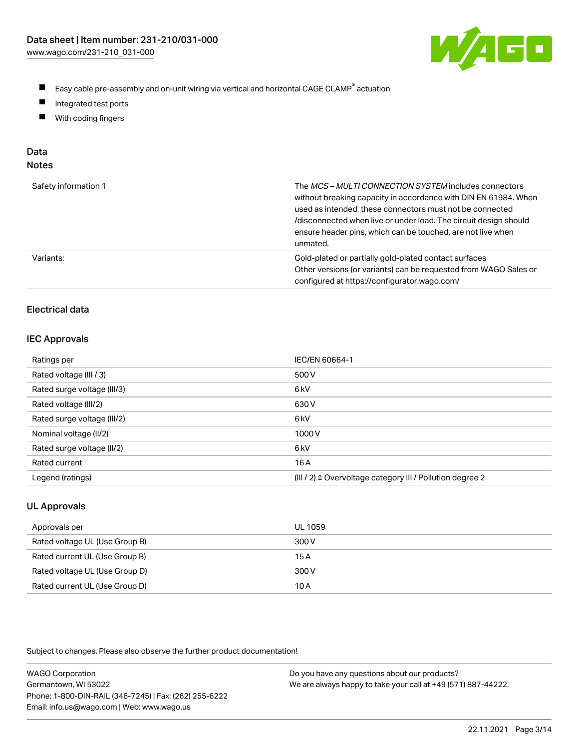- Easy cable pre-assembly and on-unit wiring via vertical and horizontal CAGE CLAMP® actuation
- Integrated test ports
- With coding fingers

## Data

### Notes

| | |
|---|---|
| Safety information 1 | The *MCS – MULTI CONNECTION SYSTEM* includes connectors without breaking capacity in accordance with DIN EN 61984. When used as intended, these connectors must not be connected /disconnected when live or under load. The circuit design should ensure header pins, which can be touched, are not live when unmated. |
| Variants: | Gold-plated or partially gold-plated contact surfaces<br>Other versions (or variants) can be requested from WAGO Sales or configured at https://configurator.wago.com/ |

## Electrical data

### IEC Approvals

| | |
|---|---|
| Ratings per | IEC/EN 60664-1 |
| Rated voltage (III / 3) | 500 V |
| Rated surge voltage (III/3) | 6 kV |
| Rated voltage (III/2) | 630 V |
| Rated surge voltage (III/2) | 6 kV |
| Nominal voltage (II/2) | 1000 V |
| Rated surge voltage (II/2) | 6 kV |
| Rated current | 16 A |
| Legend (ratings) | (III / 2) ≙ Overvoltage category III / Pollution degree 2 |

### UL Approvals

| | |
|---|---|
| Approvals per | UL 1059 |
| Rated voltage UL (Use Group B) | 300 V |
| Rated current UL (Use Group B) | 15 A |
| Rated voltage UL (Use Group D) | 300 V |
| Rated current UL (Use Group D) | 10 A |

Subject to changes. Please also observe the further product documentation!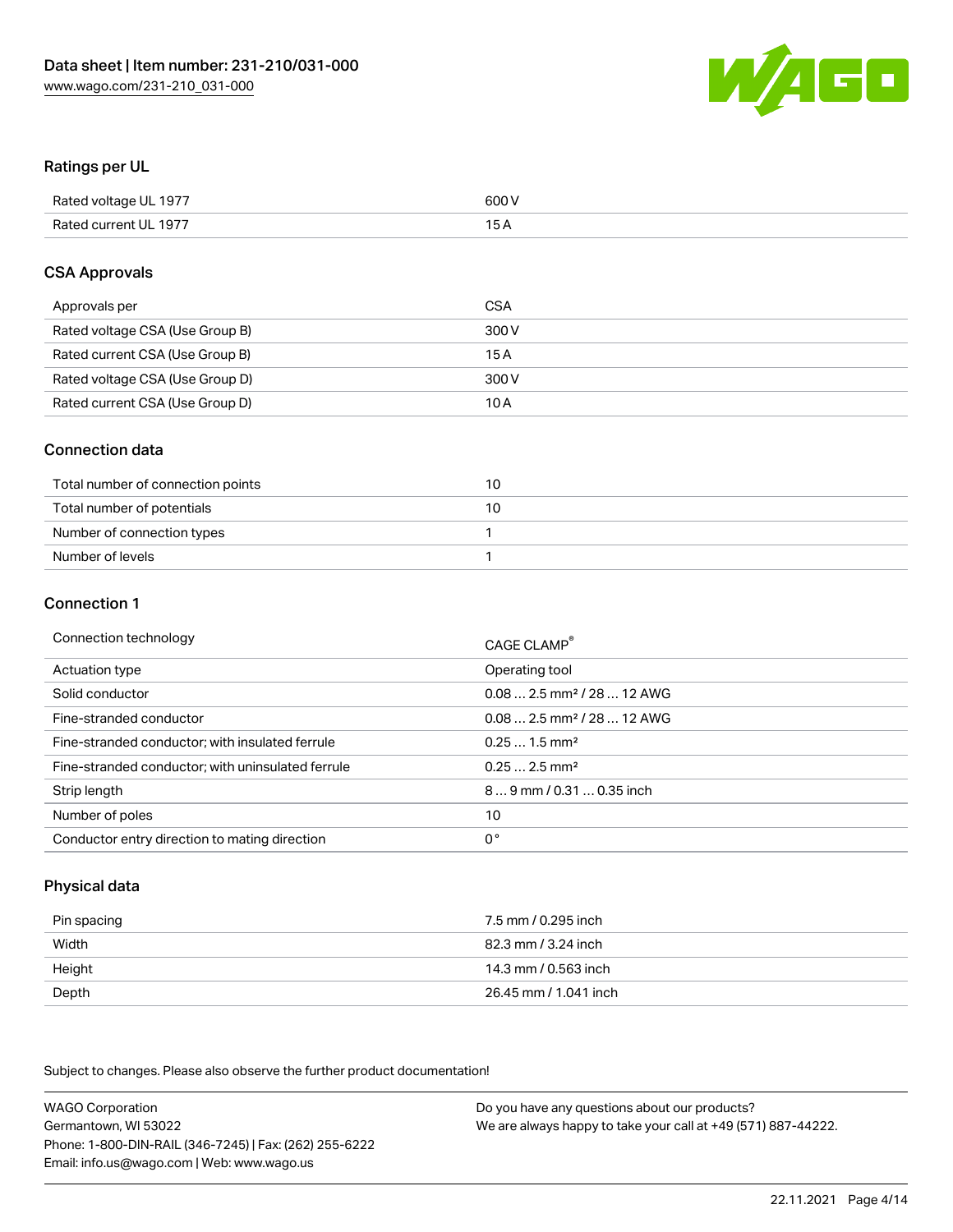## Ratings per UL

| | |
|---|---|
| Rated voltage UL 1977 | 600 V |
| Rated current UL 1977 | 15 A |

## CSA Approvals

| | |
|---|---|
| Approvals per | CSA |
| Rated voltage CSA (Use Group B) | 300 V |
| Rated current CSA (Use Group B) | 15 A |
| Rated voltage CSA (Use Group D) | 300 V |
| Rated current CSA (Use Group D) | 10 A |

## Connection data

| | |
|---|---|
| Total number of connection points | 10 |
| Total number of potentials | 10 |
| Number of connection types | 1 |
| Number of levels | 1 |

## Connection 1

| | |
|---|---|
| Connection technology | CAGE CLAMP® |
| Actuation type | Operating tool |
| Solid conductor | 0.08 … 2.5 mm² / 28 … 12 AWG |
| Fine-stranded conductor | 0.08 … 2.5 mm² / 28 … 12 AWG |
| Fine-stranded conductor; with insulated ferrule | 0.25 … 1.5 mm² |
| Fine-stranded conductor; with uninsulated ferrule | 0.25 … 2.5 mm² |
| Strip length | 8 … 9 mm / 0.31 … 0.35 inch |
| Number of poles | 10 |
| Conductor entry direction to mating direction | 0° |

## Physical data

| | |
|---|---|
| Pin spacing | 7.5 mm / 0.295 inch |
| Width | 82.3 mm / 3.24 inch |
| Height | 14.3 mm / 0.563 inch |
| Depth | 26.45 mm / 1.041 inch |

Subject to changes. Please also observe the further product documentation!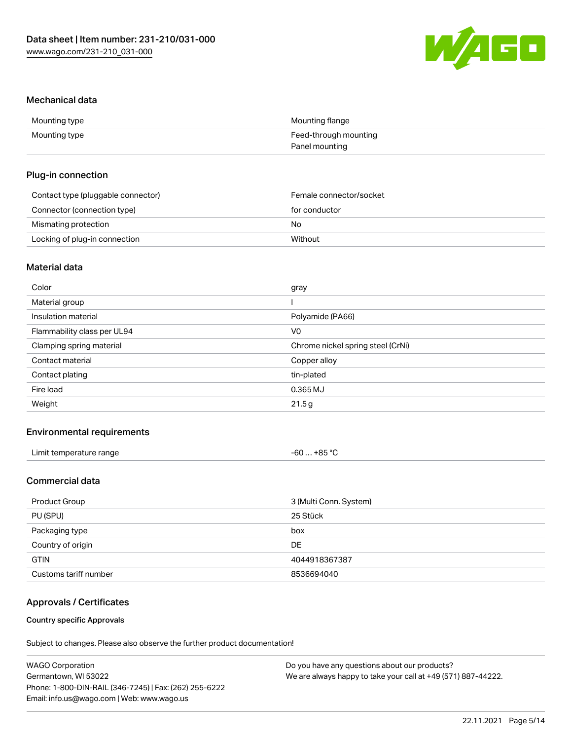## Mechanical data

| | |
|---|---|
| Mounting type | Mounting flange |
| Mounting type | Feed-through mounting<br>Panel mounting |

## Plug-in connection

| | |
|---|---|
| Contact type (pluggable connector) | Female connector/socket |
| Connector (connection type) | for conductor |
| Mismating protection | No |
| Locking of plug-in connection | Without |

## Material data

| | |
|---|---|
| Color | gray |
| Material group | I |
| Insulation material | Polyamide (PA66) |
| Flammability class per UL94 | V0 |
| Clamping spring material | Chrome nickel spring steel (CrNi) |
| Contact material | Copper alloy |
| Contact plating | tin-plated |
| Fire load | 0.365 MJ |
| Weight | 21.5 g |

## Environmental requirements

| | |
|---|---|
| Limit temperature range | -60 … +85 °C |

## Commercial data

| | |
|---|---|
| Product Group | 3 (Multi Conn. System) |
| PU (SPU) | 25 Stück |
| Packaging type | box |
| Country of origin | DE |
| GTIN | 4044918367387 |
| Customs tariff number | 8536694040 |

## Approvals / Certificates

### Country specific Approvals

Subject to changes. Please also observe the further product documentation!

WAGO Corporation
Germantown, WI 53022
Phone: 1-800-DIN-RAIL (346-7245) | Fax: (262) 255-6222
Email: info.us@wago.com | Web: www.wago.us

Do you have any questions about our products?
We are always happy to take your call at +49 (571) 887-44222.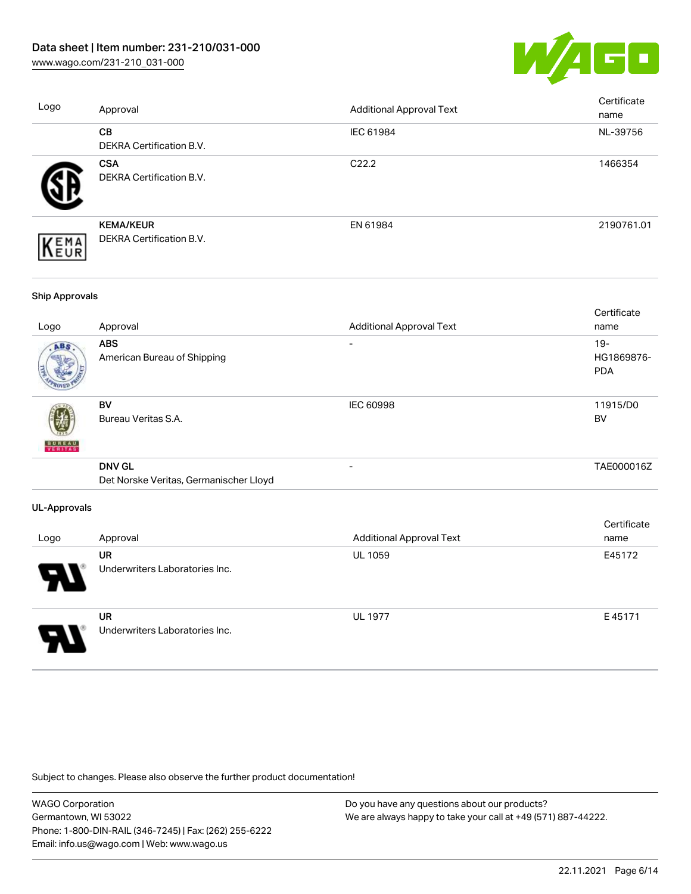| Logo | Approval | Additional Approval Text | Certificate name |
| --- | --- | --- | --- |
| | **CB**<br>DEKRA Certification B.V. | IEC 61984 | NL-39756 |
| | **CSA**<br>DEKRA Certification B.V. | C22.2 | 1466354 |
| | **KEMA/KEUR**<br>DEKRA Certification B.V. | EN 61984 | 2190761.01 |

**Ship Approvals**

| Logo | Approval | Additional Approval Text | Certificate name |
| --- | --- | --- | --- |
| | **ABS**<br>American Bureau of Shipping | - | 19-HG1869876-PDA |
| | **BV**<br>Bureau Veritas S.A. | IEC 60998 | 11915/D0 BV |
| | **DNV GL**<br>Det Norske Veritas, Germanischer Lloyd | - | TAE000016Z |

**UL-Approvals**

| Logo | Approval | Additional Approval Text | Certificate name |
| --- | --- | --- | --- |
| | **UR**<br>Underwriters Laboratories Inc. | UL 1059 | E45172 |
| | **UR**<br>Underwriters Laboratories Inc. | UL 1977 | E 45171 |

Subject to changes. Please also observe the further product documentation!

WAGO Corporation
Germantown, WI 53022
Phone: 1-800-DIN-RAIL (346-7245) | Fax: (262) 255-6222
Email: info.us@wago.com | Web: www.wago.us

Do you have any questions about our products?
We are always happy to take your call at +49 (571) 887-44222.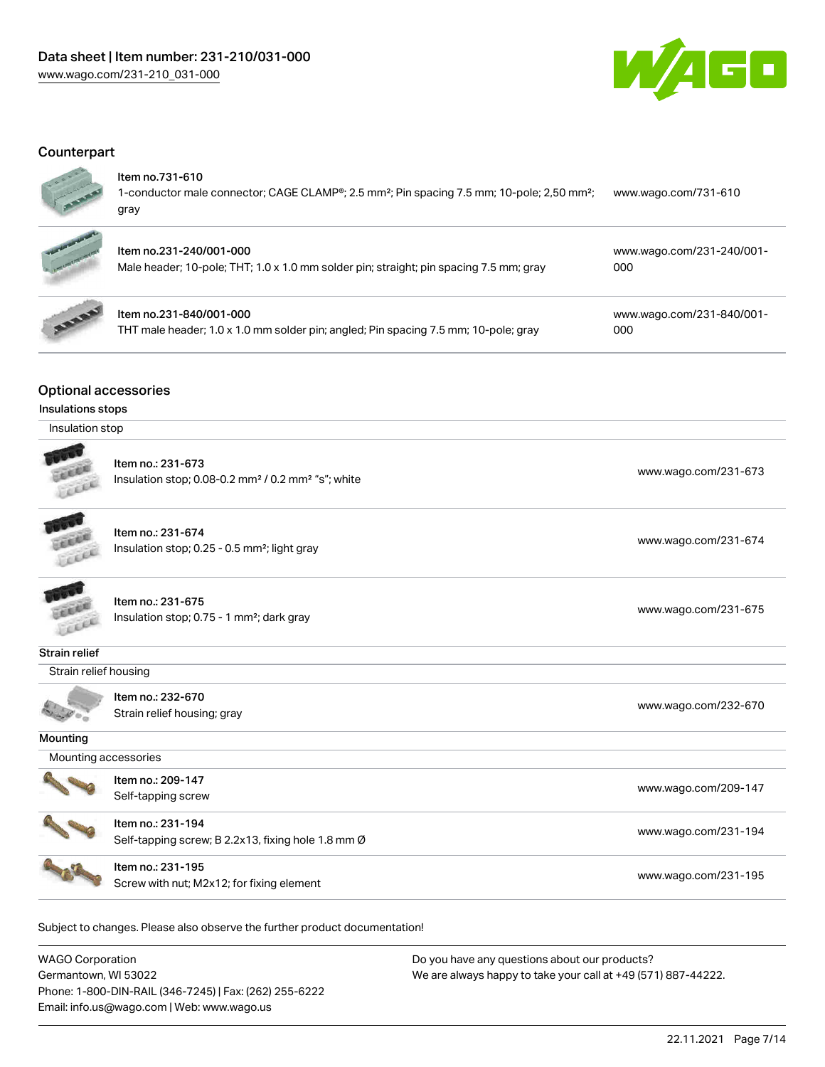## Counterpart

| Item | Link |
| --- | --- |
| Item no.731-610<br>1-conductor male connector; CAGE CLAMP®; 2.5 mm²; Pin spacing 7.5 mm; 10-pole; 2,50 mm²; gray | www.wago.com/731-610 |
| Item no.231-240/001-000<br>Male header; 10-pole; THT; 1.0 x 1.0 mm solder pin; straight; pin spacing 7.5 mm; gray | www.wago.com/231-240/001-000 |
| Item no.231-840/001-000<br>THT male header; 1.0 x 1.0 mm solder pin; angled; Pin spacing 7.5 mm; 10-pole; gray | www.wago.com/231-840/001-000 |

## Optional accessories

### Insulations stops

Insulation stop

| Item | Link |
| --- | --- |
| Item no.: 231-673<br>Insulation stop; 0.08-0.2 mm² / 0.2 mm² "s"; white | www.wago.com/231-673 |
| Item no.: 231-674<br>Insulation stop; 0.25 - 0.5 mm²; light gray | www.wago.com/231-674 |
| Item no.: 231-675<br>Insulation stop; 0.75 - 1 mm²; dark gray | www.wago.com/231-675 |

### Strain relief

Strain relief housing

| Item | Link |
| --- | --- |
| Item no.: 232-670<br>Strain relief housing; gray | www.wago.com/232-670 |

### Mounting

Mounting accessories

| Item | Link |
| --- | --- |
| Item no.: 209-147<br>Self-tapping screw | www.wago.com/209-147 |
| Item no.: 231-194<br>Self-tapping screw; B 2.2x13, fixing hole 1.8 mm Ø | www.wago.com/231-194 |
| Item no.: 231-195<br>Screw with nut; M2x12; for fixing element | www.wago.com/231-195 |

Subject to changes. Please also observe the further product documentation!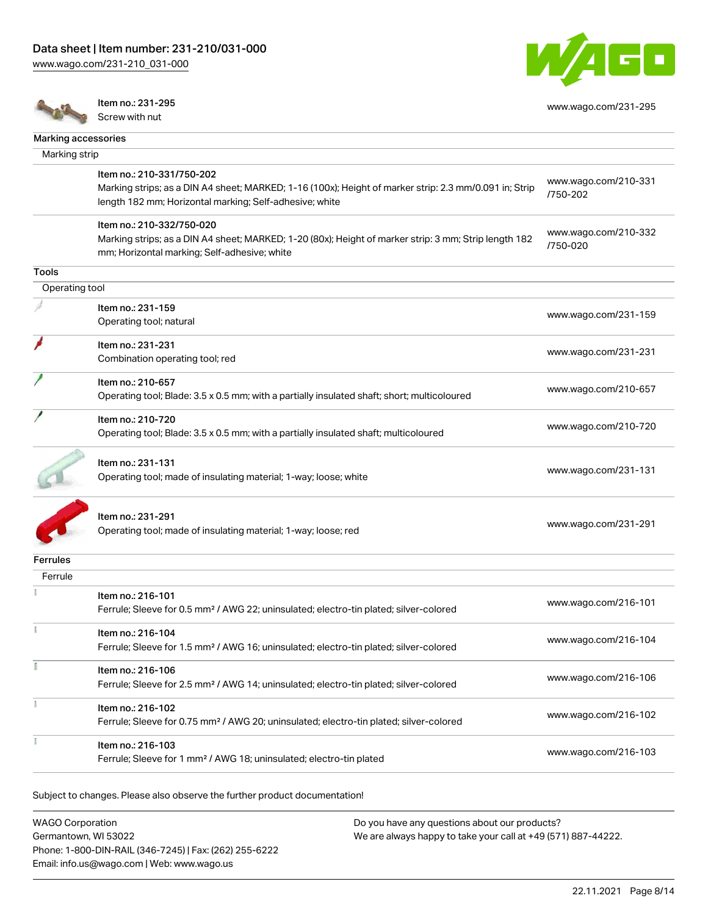| | | |
|---|---|---|
| | Item no.: 231-295<br>Screw with nut | www.wago.com/231-295 |

**Marking accessories**

Marking strip

| | | |
|---|---|---|
| | Item no.: 210-331/750-202<br>Marking strips; as a DIN A4 sheet; MARKED; 1-16 (100x); Height of marker strip: 2.3 mm/0.091 in; Strip length 182 mm; Horizontal marking; Self-adhesive; white | www.wago.com/210-331/750-202 |
| | Item no.: 210-332/750-020<br>Marking strips; as a DIN A4 sheet; MARKED; 1-20 (80x); Height of marker strip: 3 mm; Strip length 182 mm; Horizontal marking; Self-adhesive; white | www.wago.com/210-332/750-020 |

**Tools**

Operating tool

| | | |
|---|---|---|
| | Item no.: 231-159<br>Operating tool; natural | www.wago.com/231-159 |
| | Item no.: 231-231<br>Combination operating tool; red | www.wago.com/231-231 |
| | Item no.: 210-657<br>Operating tool; Blade: 3.5 x 0.5 mm; with a partially insulated shaft; short; multicoloured | www.wago.com/210-657 |
| | Item no.: 210-720<br>Operating tool; Blade: 3.5 x 0.5 mm; with a partially insulated shaft; multicoloured | www.wago.com/210-720 |
| | Item no.: 231-131<br>Operating tool; made of insulating material; 1-way; loose; white | www.wago.com/231-131 |
| | Item no.: 231-291<br>Operating tool; made of insulating material; 1-way; loose; red | www.wago.com/231-291 |

**Ferrules**

Ferrule

| | | |
|---|---|---|
| | Item no.: 216-101<br>Ferrule; Sleeve for 0.5 mm² / AWG 22; uninsulated; electro-tin plated; silver-colored | www.wago.com/216-101 |
| | Item no.: 216-104<br>Ferrule; Sleeve for 1.5 mm² / AWG 16; uninsulated; electro-tin plated; silver-colored | www.wago.com/216-104 |
| | Item no.: 216-106<br>Ferrule; Sleeve for 2.5 mm² / AWG 14; uninsulated; electro-tin plated; silver-colored | www.wago.com/216-106 |
| | Item no.: 216-102<br>Ferrule; Sleeve for 0.75 mm² / AWG 20; uninsulated; electro-tin plated; silver-colored | www.wago.com/216-102 |
| | Item no.: 216-103<br>Ferrule; Sleeve for 1 mm² / AWG 18; uninsulated; electro-tin plated | www.wago.com/216-103 |

Subject to changes. Please also observe the further product documentation!

WAGO Corporation
Germantown, WI 53022
Phone: 1-800-DIN-RAIL (346-7245) | Fax: (262) 255-6222
Email: info.us@wago.com | Web: www.wago.us

Do you have any questions about our products?
We are always happy to take your call at +49 (571) 887-44222.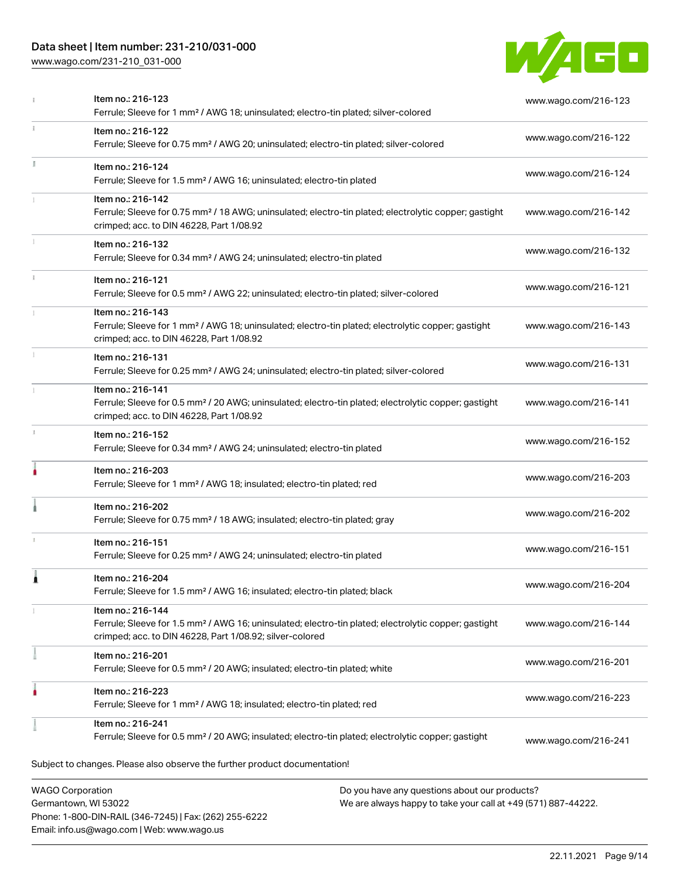| Item | URL |
| --- | --- |
| Item no.: 216-123<br>Ferrule; Sleeve for 1 mm² / AWG 18; uninsulated; electro-tin plated; silver-colored | www.wago.com/216-123 |
| Item no.: 216-122<br>Ferrule; Sleeve for 0.75 mm² / AWG 20; uninsulated; electro-tin plated; silver-colored | www.wago.com/216-122 |
| Item no.: 216-124<br>Ferrule; Sleeve for 1.5 mm² / AWG 16; uninsulated; electro-tin plated | www.wago.com/216-124 |
| Item no.: 216-142<br>Ferrule; Sleeve for 0.75 mm² / 18 AWG; uninsulated; electro-tin plated; electrolytic copper; gastight crimped; acc. to DIN 46228, Part 1/08.92 | www.wago.com/216-142 |
| Item no.: 216-132<br>Ferrule; Sleeve for 0.34 mm² / AWG 24; uninsulated; electro-tin plated | www.wago.com/216-132 |
| Item no.: 216-121<br>Ferrule; Sleeve for 0.5 mm² / AWG 22; uninsulated; electro-tin plated; silver-colored | www.wago.com/216-121 |
| Item no.: 216-143<br>Ferrule; Sleeve for 1 mm² / AWG 18; uninsulated; electro-tin plated; electrolytic copper; gastight crimped; acc. to DIN 46228, Part 1/08.92 | www.wago.com/216-143 |
| Item no.: 216-131<br>Ferrule; Sleeve for 0.25 mm² / AWG 24; uninsulated; electro-tin plated; silver-colored | www.wago.com/216-131 |
| Item no.: 216-141<br>Ferrule; Sleeve for 0.5 mm² / 20 AWG; uninsulated; electro-tin plated; electrolytic copper; gastight crimped; acc. to DIN 46228, Part 1/08.92 | www.wago.com/216-141 |
| Item no.: 216-152<br>Ferrule; Sleeve for 0.34 mm² / AWG 24; uninsulated; electro-tin plated | www.wago.com/216-152 |
| Item no.: 216-203<br>Ferrule; Sleeve for 1 mm² / AWG 18; insulated; electro-tin plated; red | www.wago.com/216-203 |
| Item no.: 216-202<br>Ferrule; Sleeve for 0.75 mm² / 18 AWG; insulated; electro-tin plated; gray | www.wago.com/216-202 |
| Item no.: 216-151<br>Ferrule; Sleeve for 0.25 mm² / AWG 24; uninsulated; electro-tin plated | www.wago.com/216-151 |
| Item no.: 216-204<br>Ferrule; Sleeve for 1.5 mm² / AWG 16; insulated; electro-tin plated; black | www.wago.com/216-204 |
| Item no.: 216-144<br>Ferrule; Sleeve for 1.5 mm² / AWG 16; uninsulated; electro-tin plated; electrolytic copper; gastight crimped; acc. to DIN 46228, Part 1/08.92; silver-colored | www.wago.com/216-144 |
| Item no.: 216-201<br>Ferrule; Sleeve for 0.5 mm² / 20 AWG; insulated; electro-tin plated; white | www.wago.com/216-201 |
| Item no.: 216-223<br>Ferrule; Sleeve for 1 mm² / AWG 18; insulated; electro-tin plated; red | www.wago.com/216-223 |
| Item no.: 216-241<br>Ferrule; Sleeve for 0.5 mm² / 20 AWG; insulated; electro-tin plated; electrolytic copper; gastight | www.wago.com/216-241 |

Subject to changes. Please also observe the further product documentation!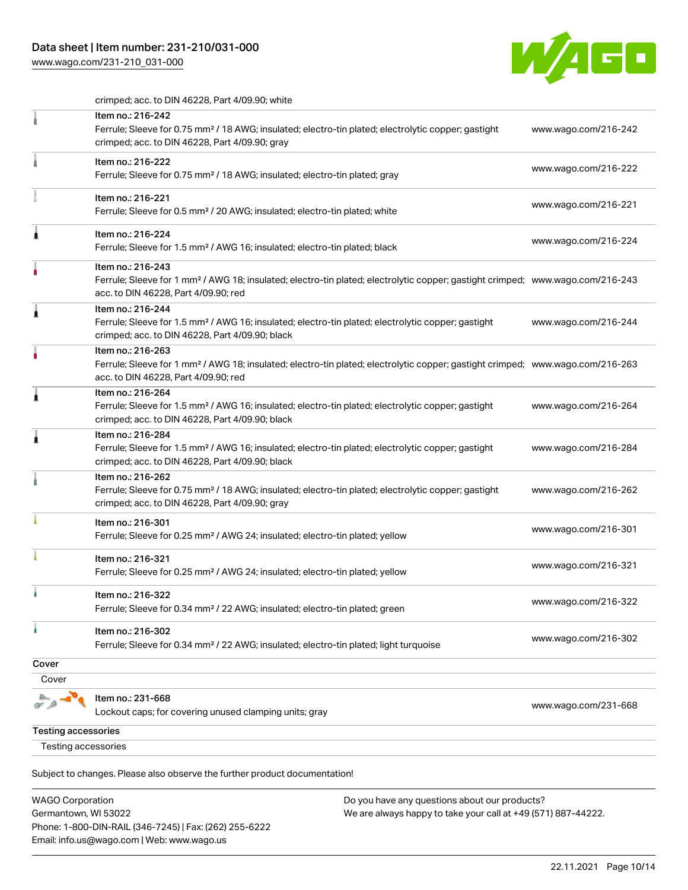crimped; acc. to DIN 46228, Part 4/09.90; white

| Item | Description | Link |
| --- | --- | --- |
| Item no.: 216-242 | Ferrule; Sleeve for 0.75 mm² / 18 AWG; insulated; electro-tin plated; electrolytic copper; gastight crimped; acc. to DIN 46228, Part 4/09.90; gray | www.wago.com/216-242 |
| Item no.: 216-222 | Ferrule; Sleeve for 0.75 mm² / 18 AWG; insulated; electro-tin plated; gray | www.wago.com/216-222 |
| Item no.: 216-221 | Ferrule; Sleeve for 0.5 mm² / 20 AWG; insulated; electro-tin plated; white | www.wago.com/216-221 |
| Item no.: 216-224 | Ferrule; Sleeve for 1.5 mm² / AWG 16; insulated; electro-tin plated; black | www.wago.com/216-224 |
| Item no.: 216-243 | Ferrule; Sleeve for 1 mm² / AWG 18; insulated; electro-tin plated; electrolytic copper; gastight crimped; acc. to DIN 46228, Part 4/09.90; red | www.wago.com/216-243 |
| Item no.: 216-244 | Ferrule; Sleeve for 1.5 mm² / AWG 16; insulated; electro-tin plated; electrolytic copper; gastight crimped; acc. to DIN 46228, Part 4/09.90; black | www.wago.com/216-244 |
| Item no.: 216-263 | Ferrule; Sleeve for 1 mm² / AWG 18; insulated; electro-tin plated; electrolytic copper; gastight crimped; acc. to DIN 46228, Part 4/09.90; red | www.wago.com/216-263 |
| Item no.: 216-264 | Ferrule; Sleeve for 1.5 mm² / AWG 16; insulated; electro-tin plated; electrolytic copper; gastight crimped; acc. to DIN 46228, Part 4/09.90; black | www.wago.com/216-264 |
| Item no.: 216-284 | Ferrule; Sleeve for 1.5 mm² / AWG 16; insulated; electro-tin plated; electrolytic copper; gastight crimped; acc. to DIN 46228, Part 4/09.90; black | www.wago.com/216-284 |
| Item no.: 216-262 | Ferrule; Sleeve for 0.75 mm² / 18 AWG; insulated; electro-tin plated; electrolytic copper; gastight crimped; acc. to DIN 46228, Part 4/09.90; gray | www.wago.com/216-262 |
| Item no.: 216-301 | Ferrule; Sleeve for 0.25 mm² / AWG 24; insulated; electro-tin plated; yellow | www.wago.com/216-301 |
| Item no.: 216-321 | Ferrule; Sleeve for 0.25 mm² / AWG 24; insulated; electro-tin plated; yellow | www.wago.com/216-321 |
| Item no.: 216-322 | Ferrule; Sleeve for 0.34 mm² / 22 AWG; insulated; electro-tin plated; green | www.wago.com/216-322 |
| Item no.: 216-302 | Ferrule; Sleeve for 0.34 mm² / 22 AWG; insulated; electro-tin plated; light turquoise | www.wago.com/216-302 |

### Cover

Cover

| Item | Description | Link |
| --- | --- | --- |
| Item no.: 231-668 | Lockout caps; for covering unused clamping units; gray | www.wago.com/231-668 |

### Testing accessories

Testing accessories

Subject to changes. Please also observe the further product documentation!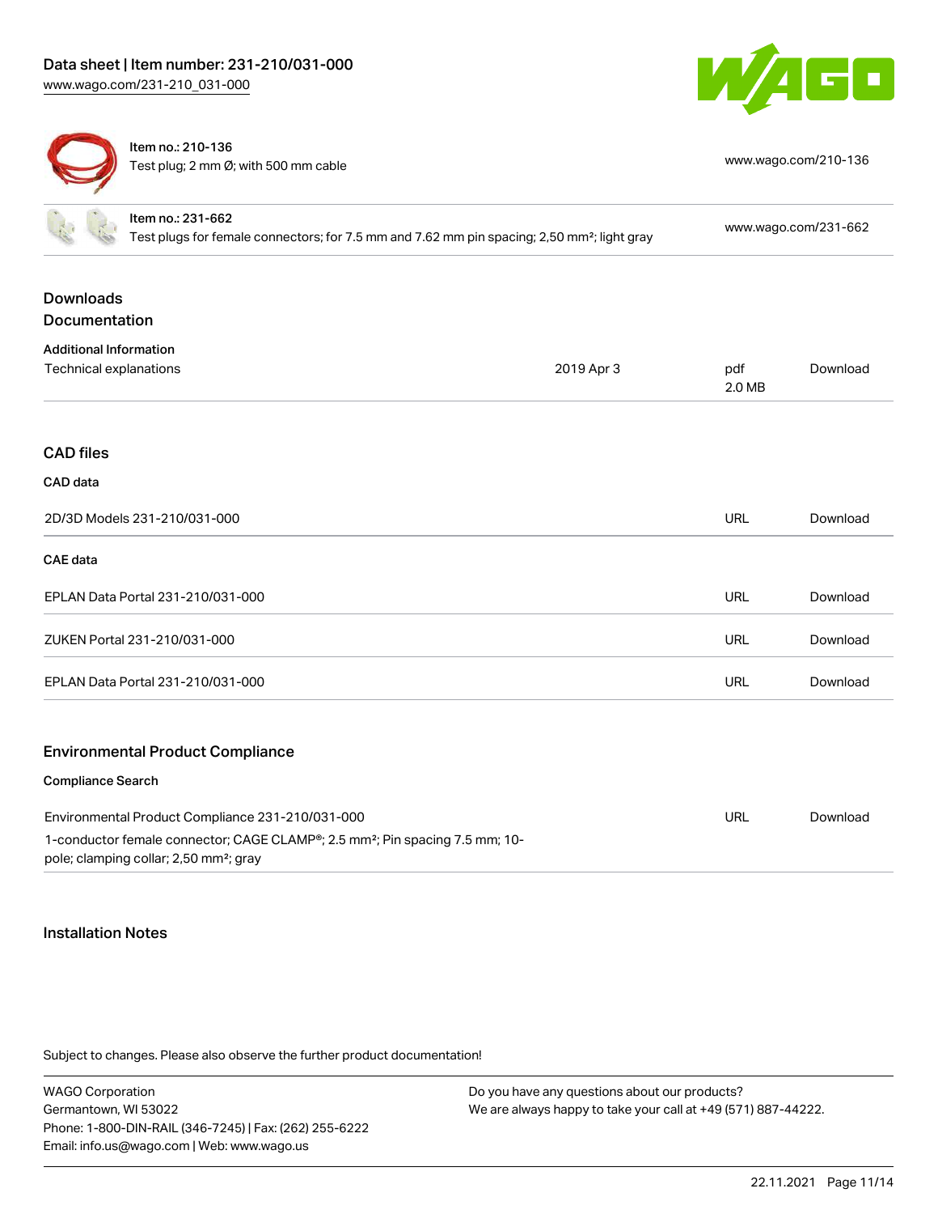| Item no.: 210-136<br>Test plug; 2 mm Ø; with 500 mm cable | www.wago.com/210-136 |
| --- | --- |
| Item no.: 231-662<br>Test plugs for female connectors; for 7.5 mm and 7.62 mm pin spacing; 2,50 mm²; light gray | www.wago.com/231-662 |

## Downloads

### Documentation

**Additional Information**

| Technical explanations | 2019 Apr 3 | pdf<br>2.0 MB | Download |
| --- | --- | --- | --- |

## CAD files

**CAD data**

| 2D/3D Models 231-210/031-000 | URL | Download |
| --- | --- | --- |

**CAE data**

| EPLAN Data Portal 231-210/031-000 | URL | Download |
| --- | --- | --- |
| ZUKEN Portal 231-210/031-000 | URL | Download |
| EPLAN Data Portal 231-210/031-000 | URL | Download |

## Environmental Product Compliance

**Compliance Search**

| Environmental Product Compliance 231-210/031-000<br>1-conductor female connector; CAGE CLAMP®; 2.5 mm²; Pin spacing 7.5 mm; 10-pole; clamping collar; 2,50 mm²; gray | URL | Download |
| --- | --- | --- |

## Installation Notes

Subject to changes. Please also observe the further product documentation!

WAGO Corporation
Germantown, WI 53022
Phone: 1-800-DIN-RAIL (346-7245) | Fax: (262) 255-6222
Email: info.us@wago.com | Web: www.wago.us

Do you have any questions about our products?
We are always happy to take your call at +49 (571) 887-44222.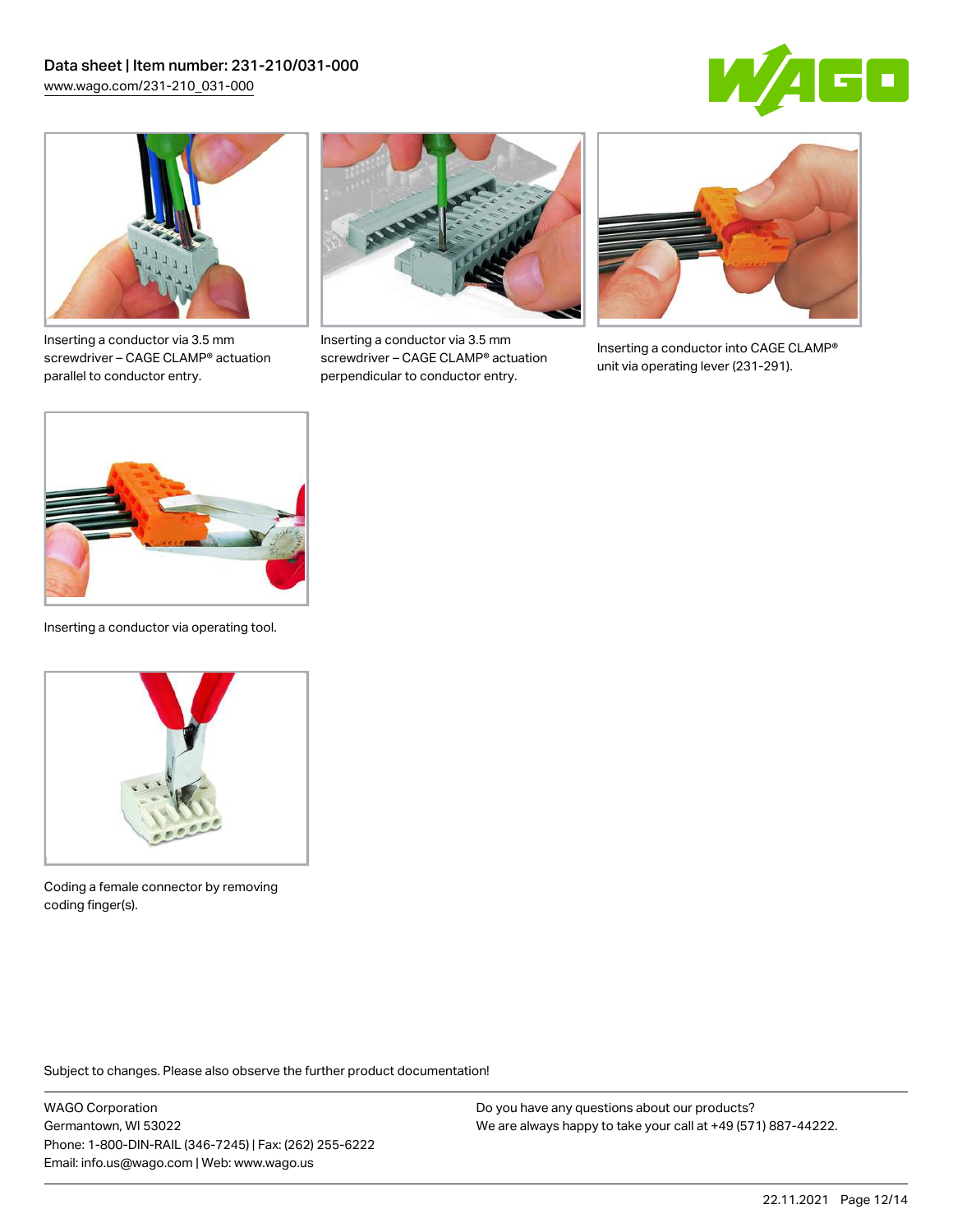Inserting a conductor via 3.5 mm screwdriver – CAGE CLAMP® actuation parallel to conductor entry.

Inserting a conductor via 3.5 mm screwdriver – CAGE CLAMP® actuation perpendicular to conductor entry.

Inserting a conductor into CAGE CLAMP® unit via operating lever (231-291).

Inserting a conductor via operating tool.

Coding a female connector by removing coding finger(s).

Subject to changes. Please also observe the further product documentation!

WAGO Corporation
Germantown, WI 53022
Phone: 1-800-DIN-RAIL (346-7245) | Fax: (262) 255-6222
Email: info.us@wago.com | Web: www.wago.us

Do you have any questions about our products?
We are always happy to take your call at +49 (571) 887-44222.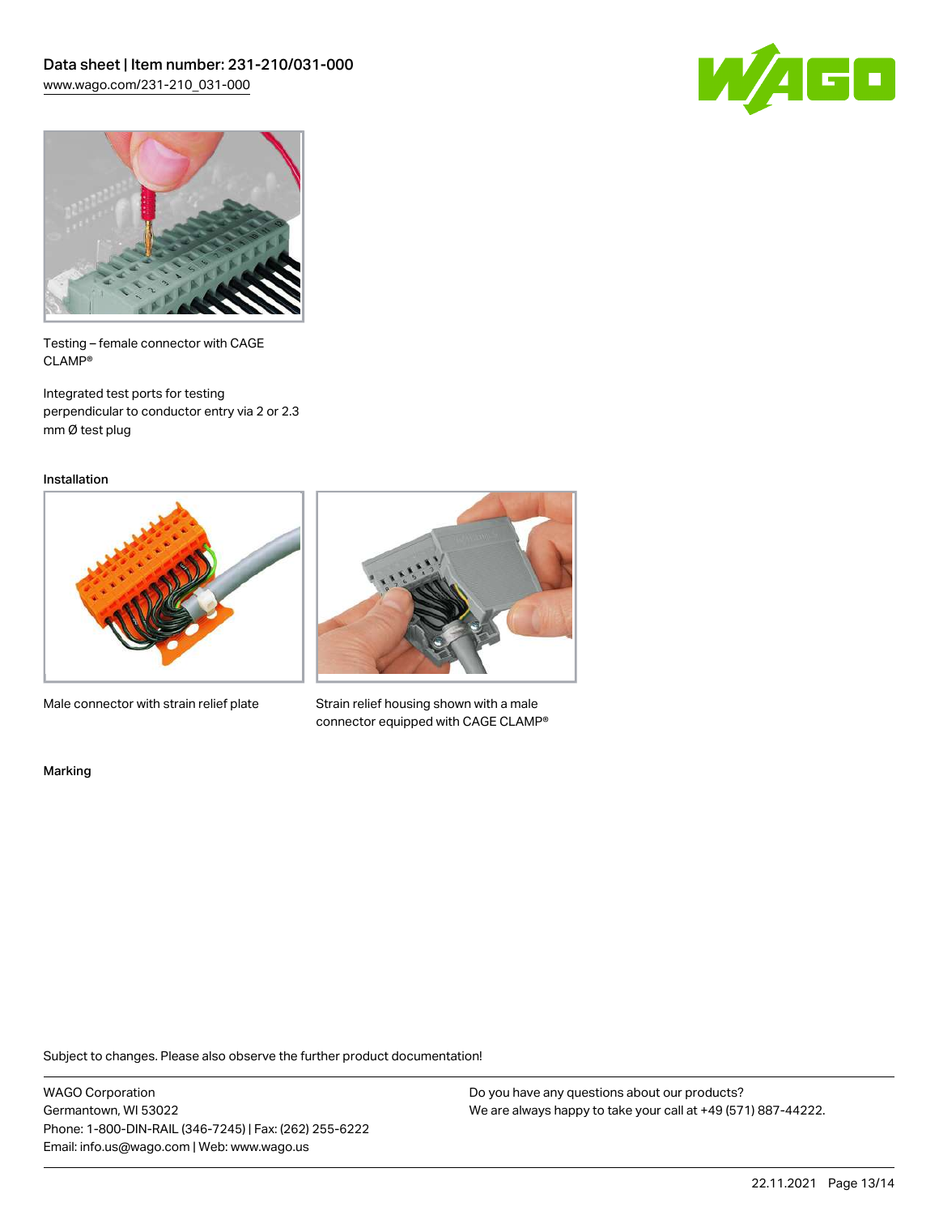Testing – female connector with CAGE CLAMP®

Integrated test ports for testing perpendicular to conductor entry via 2 or 2.3 mm Ø test plug

## Installation

Male connector with strain relief plate

Strain relief housing shown with a male connector equipped with CAGE CLAMP®

## Marking

Subject to changes. Please also observe the further product documentation!

WAGO Corporation
Germantown, WI 53022
Phone: 1-800-DIN-RAIL (346-7245) | Fax: (262) 255-6222
Email: info.us@wago.com | Web: www.wago.us

Do you have any questions about our products?
We are always happy to take your call at +49 (571) 887-44222.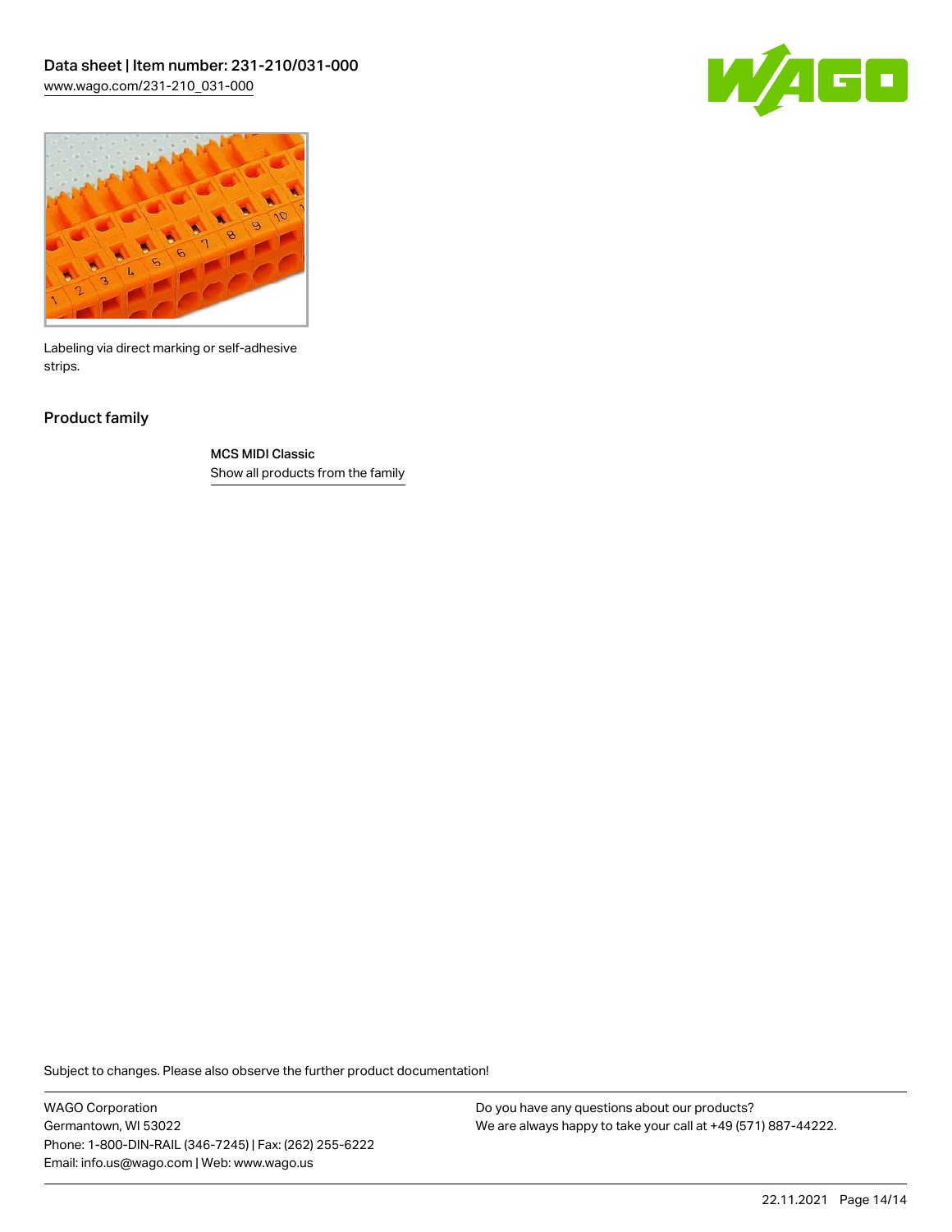Labeling via direct marking or self-adhesive strips.

## Product family

MCS MIDI Classic
Show all products from the family

Subject to changes. Please also observe the further product documentation!

WAGO Corporation
Germantown, WI 53022
Phone: 1-800-DIN-RAIL (346-7245) | Fax: (262) 255-6222
Email: info.us@wago.com | Web: www.wago.us

Do you have any questions about our products?
We are always happy to take your call at +49 (571) 887-44222.